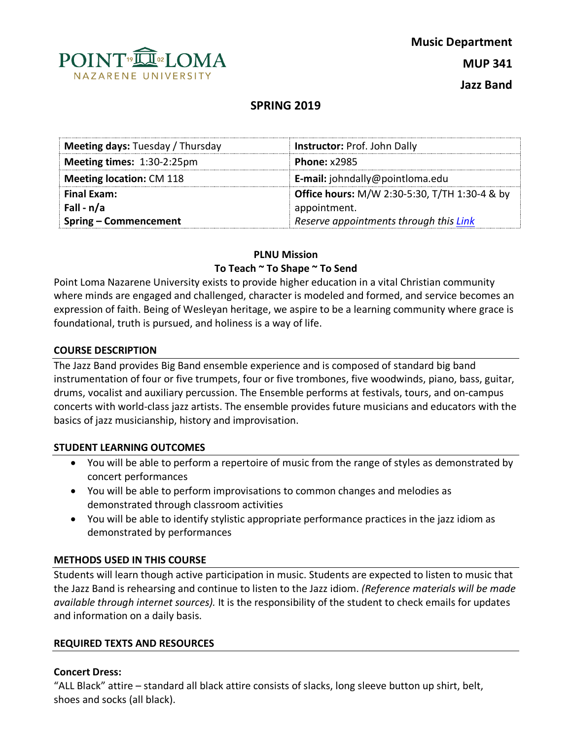Point Loma Nazarene University

**Music Department**

**MUP 341**

**Jazz Band**

## SPRING 2019

| | |
|---|---|
| **Meeting days:** Tuesday / Thursday | **Instructor:** Prof. John Dally |
| **Meeting times:** 1:30-2:25pm | **Phone:** x2985 |
| **Meeting location:** CM 118 | **E-mail:** johndally@pointloma.edu |
| **Final Exam:**<br>**Fall - n/a**<br>**Spring – Commencement** | **Office hours:** M/W 2:30-5:30, T/TH 1:30-4 & by appointment.<br>*Reserve appointments through this Link* |

**PLNU Mission**

**To Teach ~ To Shape ~ To Send**

Point Loma Nazarene University exists to provide higher education in a vital Christian community where minds are engaged and challenged, character is modeled and formed, and service becomes an expression of faith. Being of Wesleyan heritage, we aspire to be a learning community where grace is foundational, truth is pursued, and holiness is a way of life.

### COURSE DESCRIPTION

The Jazz Band provides Big Band ensemble experience and is composed of standard big band instrumentation of four or five trumpets, four or five trombones, five woodwinds, piano, bass, guitar, drums, vocalist and auxiliary percussion. The Ensemble performs at festivals, tours, and on-campus concerts with world-class jazz artists. The ensemble provides future musicians and educators with the basics of jazz musicianship, history and improvisation.

### STUDENT LEARNING OUTCOMES

- You will be able to perform a repertoire of music from the range of styles as demonstrated by concert performances
- You will be able to perform improvisations to common changes and melodies as demonstrated through classroom activities
- You will be able to identify stylistic appropriate performance practices in the jazz idiom as demonstrated by performances

### METHODS USED IN THIS COURSE

Students will learn though active participation in music. Students are expected to listen to music that the Jazz Band is rehearsing and continue to listen to the Jazz idiom. *(Reference materials will be made available through internet sources).* It is the responsibility of the student to check emails for updates and information on a daily basis.

### REQUIRED TEXTS AND RESOURCES

**Concert Dress:**

"ALL Black" attire – standard all black attire consists of slacks, long sleeve button up shirt, belt, shoes and socks (all black).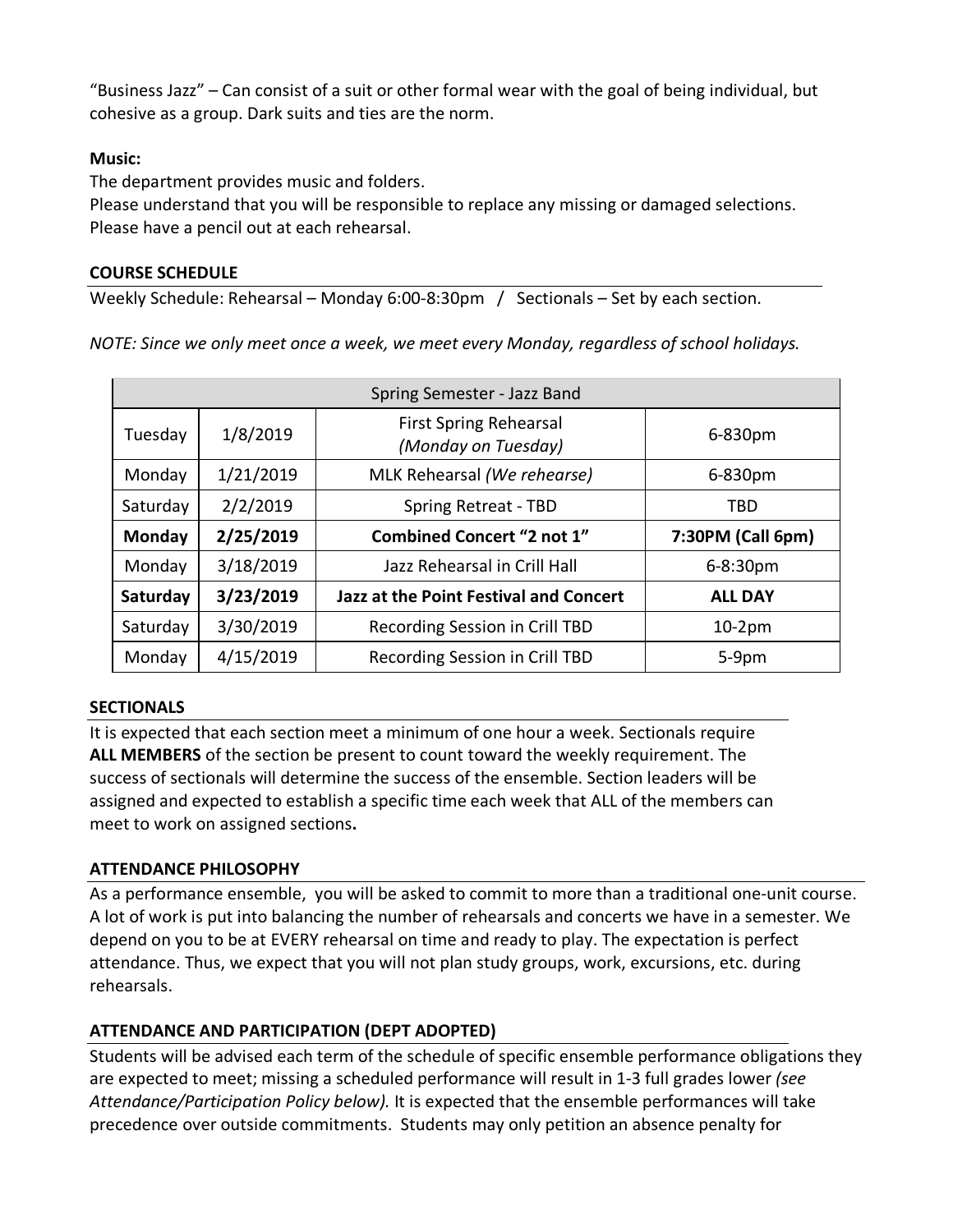"Business Jazz" – Can consist of a suit or other formal wear with the goal of being individual, but cohesive as a group. Dark suits and ties are the norm.

**Music:**

The department provides music and folders.

Please understand that you will be responsible to replace any missing or damaged selections.

Please have a pencil out at each rehearsal.

## COURSE SCHEDULE

Weekly Schedule: Rehearsal – Monday 6:00-8:30pm / Sectionals – Set by each section.

*NOTE: Since we only meet once a week, we meet every Monday, regardless of school holidays.*

| Spring Semester - Jazz Band | | | |
|---|---|---|---|
| Tuesday | 1/8/2019 | First Spring Rehearsal *(Monday on Tuesday)* | 6-830pm |
| Monday | 1/21/2019 | MLK Rehearsal *(We rehearse)* | 6-830pm |
| Saturday | 2/2/2019 | Spring Retreat - TBD | TBD |
| **Monday** | **2/25/2019** | **Combined Concert "2 not 1"** | **7:30PM (Call 6pm)** |
| Monday | 3/18/2019 | Jazz Rehearsal in Crill Hall | 6-8:30pm |
| **Saturday** | **3/23/2019** | **Jazz at the Point Festival and Concert** | **ALL DAY** |
| Saturday | 3/30/2019 | Recording Session in Crill TBD | 10-2pm |
| Monday | 4/15/2019 | Recording Session in Crill TBD | 5-9pm |

## SECTIONALS

It is expected that each section meet a minimum of one hour a week. Sectionals require **ALL MEMBERS** of the section be present to count toward the weekly requirement. The success of sectionals will determine the success of the ensemble. Section leaders will be assigned and expected to establish a specific time each week that ALL of the members can meet to work on assigned sections**.**

## ATTENDANCE PHILOSOPHY

As a performance ensemble, you will be asked to commit to more than a traditional one-unit course. A lot of work is put into balancing the number of rehearsals and concerts we have in a semester. We depend on you to be at EVERY rehearsal on time and ready to play. The expectation is perfect attendance. Thus, we expect that you will not plan study groups, work, excursions, etc. during rehearsals.

## ATTENDANCE AND PARTICIPATION (DEPT ADOPTED)

Students will be advised each term of the schedule of specific ensemble performance obligations they are expected to meet; missing a scheduled performance will result in 1-3 full grades lower *(see Attendance/Participation Policy below).* It is expected that the ensemble performances will take precedence over outside commitments. Students may only petition an absence penalty for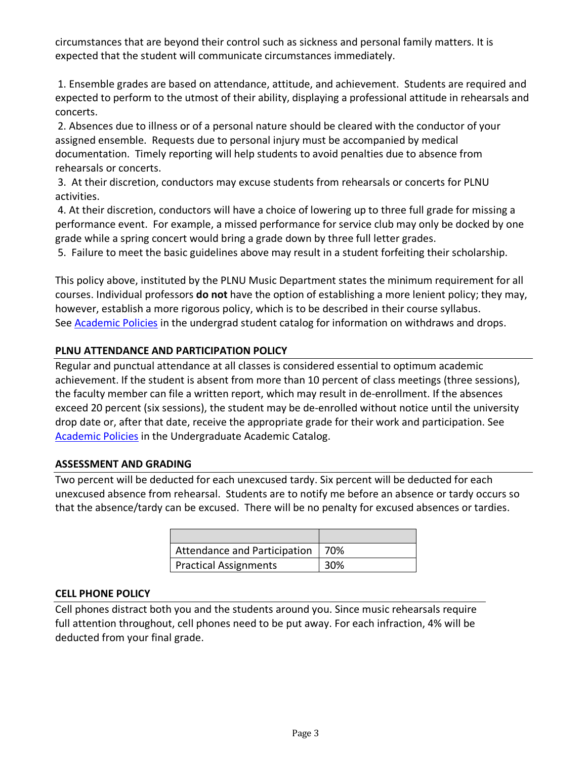circumstances that are beyond their control such as sickness and personal family matters. It is expected that the student will communicate circumstances immediately.

1. Ensemble grades are based on attendance, attitude, and achievement. Students are required and expected to perform to the utmost of their ability, displaying a professional attitude in rehearsals and concerts.
2. Absences due to illness or of a personal nature should be cleared with the conductor of your assigned ensemble. Requests due to personal injury must be accompanied by medical documentation. Timely reporting will help students to avoid penalties due to absence from rehearsals or concerts.
3. At their discretion, conductors may excuse students from rehearsals or concerts for PLNU activities.
4. At their discretion, conductors will have a choice of lowering up to three full grade for missing a performance event. For example, a missed performance for service club may only be docked by one grade while a spring concert would bring a grade down by three full letter grades.
5. Failure to meet the basic guidelines above may result in a student forfeiting their scholarship.

This policy above, instituted by the PLNU Music Department states the minimum requirement for all courses. Individual professors **do not** have the option of establishing a more lenient policy; they may, however, establish a more rigorous policy, which is to be described in their course syllabus. See Academic Policies in the undergrad student catalog for information on withdraws and drops.

## PLNU ATTENDANCE AND PARTICIPATION POLICY

Regular and punctual attendance at all classes is considered essential to optimum academic achievement. If the student is absent from more than 10 percent of class meetings (three sessions), the faculty member can file a written report, which may result in de-enrollment. If the absences exceed 20 percent (six sessions), the student may be de-enrolled without notice until the university drop date or, after that date, receive the appropriate grade for their work and participation. See Academic Policies in the Undergraduate Academic Catalog.

## ASSESSMENT AND GRADING

Two percent will be deducted for each unexcused tardy. Six percent will be deducted for each unexcused absence from rehearsal. Students are to notify me before an absence or tardy occurs so that the absence/tardy can be excused. There will be no penalty for excused absences or tardies.

| | |
|---|---|
| Attendance and Participation | 70% |
| Practical Assignments | 30% |

## CELL PHONE POLICY

Cell phones distract both you and the students around you. Since music rehearsals require full attention throughout, cell phones need to be put away. For each infraction, 4% will be deducted from your final grade.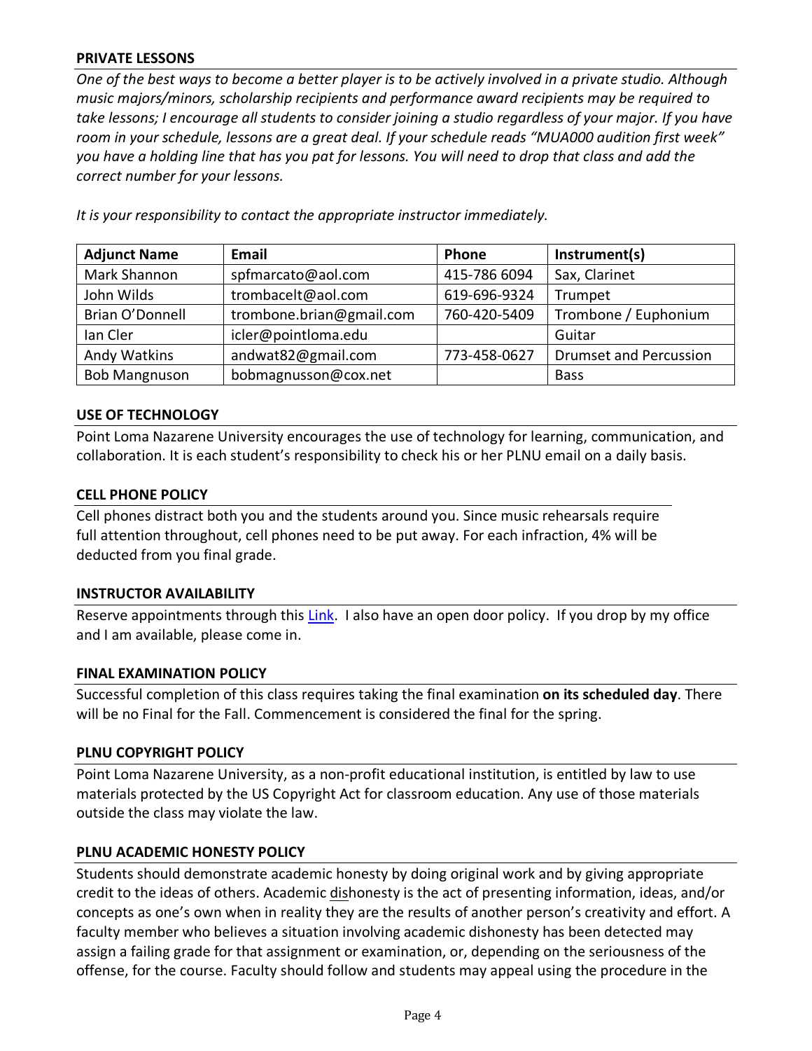## PRIVATE LESSONS

*One of the best ways to become a better player is to be actively involved in a private studio. Although music majors/minors, scholarship recipients and performance award recipients may be required to take lessons; I encourage all students to consider joining a studio regardless of your major. If you have room in your schedule, lessons are a great deal. If your schedule reads "MUA000 audition first week" you have a holding line that has you pat for lessons. You will need to drop that class and add the correct number for your lessons.*

*It is your responsibility to contact the appropriate instructor immediately.*

| Adjunct Name | Email | Phone | Instrument(s) |
|---|---|---|---|
| Mark Shannon | spfmarcato@aol.com | 415-786 6094 | Sax, Clarinet |
| John Wilds | trombacelt@aol.com | 619-696-9324 | Trumpet |
| Brian O'Donnell | trombone.brian@gmail.com | 760-420-5409 | Trombone / Euphonium |
| Ian Cler | icler@pointloma.edu | | Guitar |
| Andy Watkins | andwat82@gmail.com | 773-458-0627 | Drumset and Percussion |
| Bob Mangnuson | bobmagnusson@cox.net | | Bass |

## USE OF TECHNOLOGY

Point Loma Nazarene University encourages the use of technology for learning, communication, and collaboration. It is each student's responsibility to check his or her PLNU email on a daily basis.

## CELL PHONE POLICY

Cell phones distract both you and the students around you. Since music rehearsals require full attention throughout, cell phones need to be put away. For each infraction, 4% will be deducted from you final grade.

## INSTRUCTOR AVAILABILITY

Reserve appointments through this Link. I also have an open door policy. If you drop by my office and I am available, please come in.

## FINAL EXAMINATION POLICY

Successful completion of this class requires taking the final examination **on its scheduled day**. There will be no Final for the Fall. Commencement is considered the final for the spring.

## PLNU COPYRIGHT POLICY

Point Loma Nazarene University, as a non-profit educational institution, is entitled by law to use materials protected by the US Copyright Act for classroom education. Any use of those materials outside the class may violate the law.

## PLNU ACADEMIC HONESTY POLICY

Students should demonstrate academic honesty by doing original work and by giving appropriate credit to the ideas of others. Academic dishonesty is the act of presenting information, ideas, and/or concepts as one's own when in reality they are the results of another person's creativity and effort. A faculty member who believes a situation involving academic dishonesty has been detected may assign a failing grade for that assignment or examination, or, depending on the seriousness of the offense, for the course. Faculty should follow and students may appeal using the procedure in the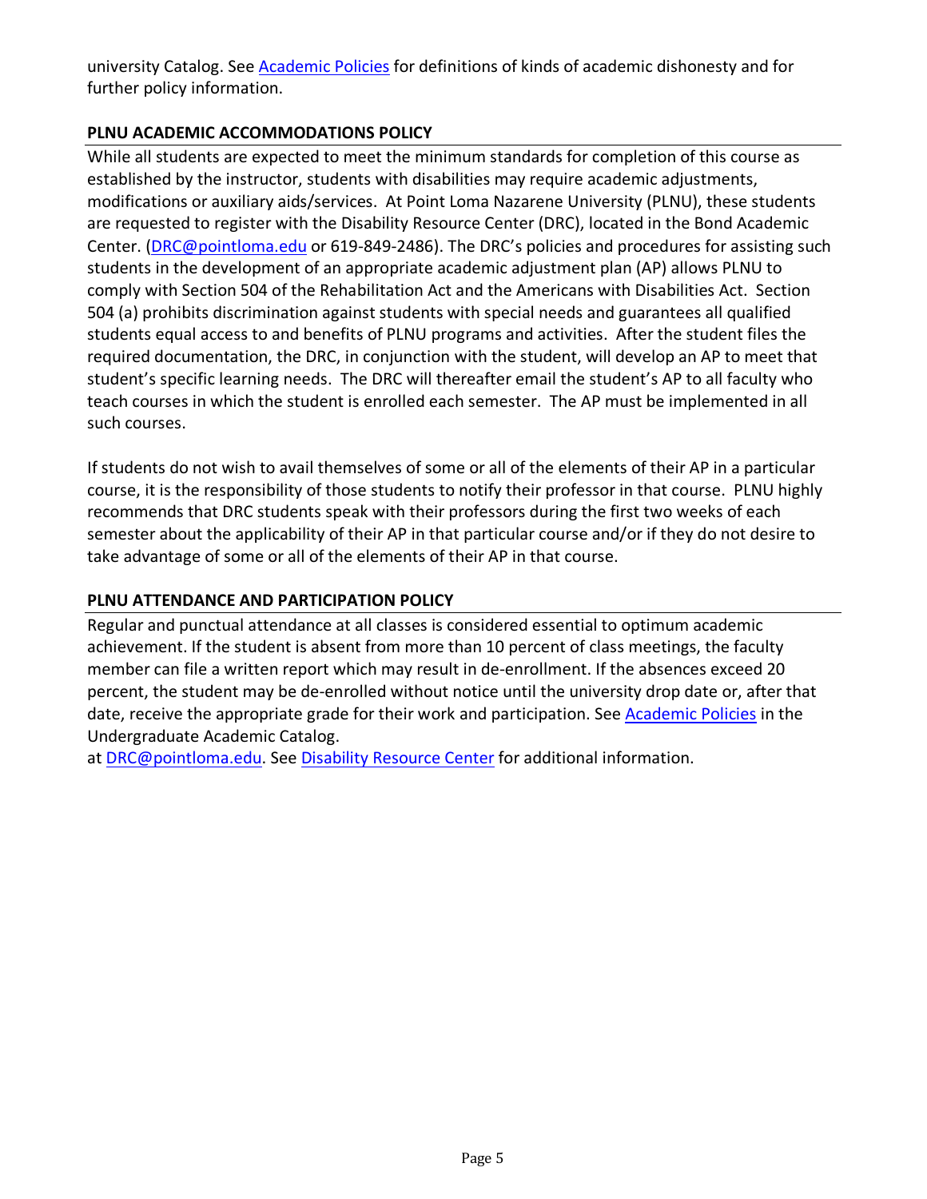university Catalog. See [Academic Policies] for definitions of kinds of academic dishonesty and for further policy information.

## PLNU ACADEMIC ACCOMMODATIONS POLICY

While all students are expected to meet the minimum standards for completion of this course as established by the instructor, students with disabilities may require academic adjustments, modifications or auxiliary aids/services. At Point Loma Nazarene University (PLNU), these students are requested to register with the Disability Resource Center (DRC), located in the Bond Academic Center. (DRC@pointloma.edu or 619-849-2486). The DRC's policies and procedures for assisting such students in the development of an appropriate academic adjustment plan (AP) allows PLNU to comply with Section 504 of the Rehabilitation Act and the Americans with Disabilities Act. Section 504 (a) prohibits discrimination against students with special needs and guarantees all qualified students equal access to and benefits of PLNU programs and activities. After the student files the required documentation, the DRC, in conjunction with the student, will develop an AP to meet that student's specific learning needs. The DRC will thereafter email the student's AP to all faculty who teach courses in which the student is enrolled each semester. The AP must be implemented in all such courses.

If students do not wish to avail themselves of some or all of the elements of their AP in a particular course, it is the responsibility of those students to notify their professor in that course. PLNU highly recommends that DRC students speak with their professors during the first two weeks of each semester about the applicability of their AP in that particular course and/or if they do not desire to take advantage of some or all of the elements of their AP in that course.

## PLNU ATTENDANCE AND PARTICIPATION POLICY

Regular and punctual attendance at all classes is considered essential to optimum academic achievement. If the student is absent from more than 10 percent of class meetings, the faculty member can file a written report which may result in de-enrollment. If the absences exceed 20 percent, the student may be de-enrolled without notice until the university drop date or, after that date, receive the appropriate grade for their work and participation. See Academic Policies in the Undergraduate Academic Catalog.
at DRC@pointloma.edu. See Disability Resource Center for additional information.